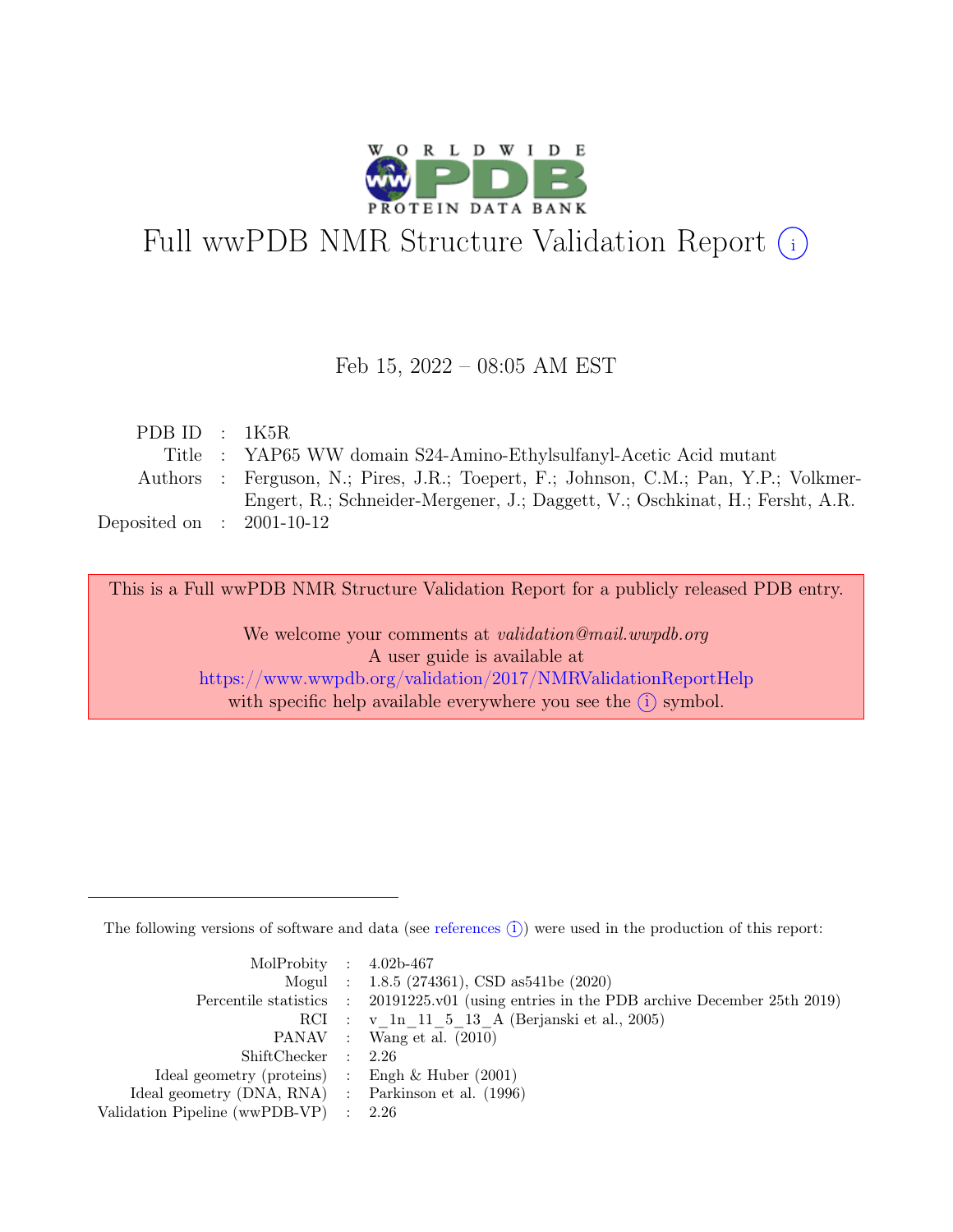# Full wwPDB NMR Structure Validation Report (i)

Feb 15, 2022 – 08:05 AM EST

| | | |
|---|---|---|
| PDB ID | : | 1K5R |
| Title | : | YAP65 WW domain S24-Amino-Ethylsulfanyl-Acetic Acid mutant |
| Authors | : | Ferguson, N.; Pires, J.R.; Toepert, F.; Johnson, C.M.; Pan, Y.P.; Volkmer-Engert, R.; Schneider-Mergener, J.; Daggett, V.; Oschkinat, H.; Fersht, A.R. |
| Deposited on | : | 2001-10-12 |

This is a Full wwPDB NMR Structure Validation Report for a publicly released PDB entry.

We welcome your comments at *validation@mail.wwpdb.org*
A user guide is available at
https://www.wwpdb.org/validation/2017/NMRValidationReportHelp
with specific help available everywhere you see the (i) symbol.

The following versions of software and data (see references (i)) were used in the production of this report:

| | | |
|---|---|---|
| MolProbity | : | 4.02b-467 |
| Mogul | : | 1.8.5 (274361), CSD as541be (2020) |
| Percentile statistics | : | 20191225.v01 (using entries in the PDB archive December 25th 2019) |
| RCI | : | v_1n_11_5_13_A (Berjanski et al., 2005) |
| PANAV | : | Wang et al. (2010) |
| ShiftChecker | : | 2.26 |
| Ideal geometry (proteins) | : | Engh & Huber (2001) |
| Ideal geometry (DNA, RNA) | : | Parkinson et al. (1996) |
| Validation Pipeline (wwPDB-VP) | : | 2.26 |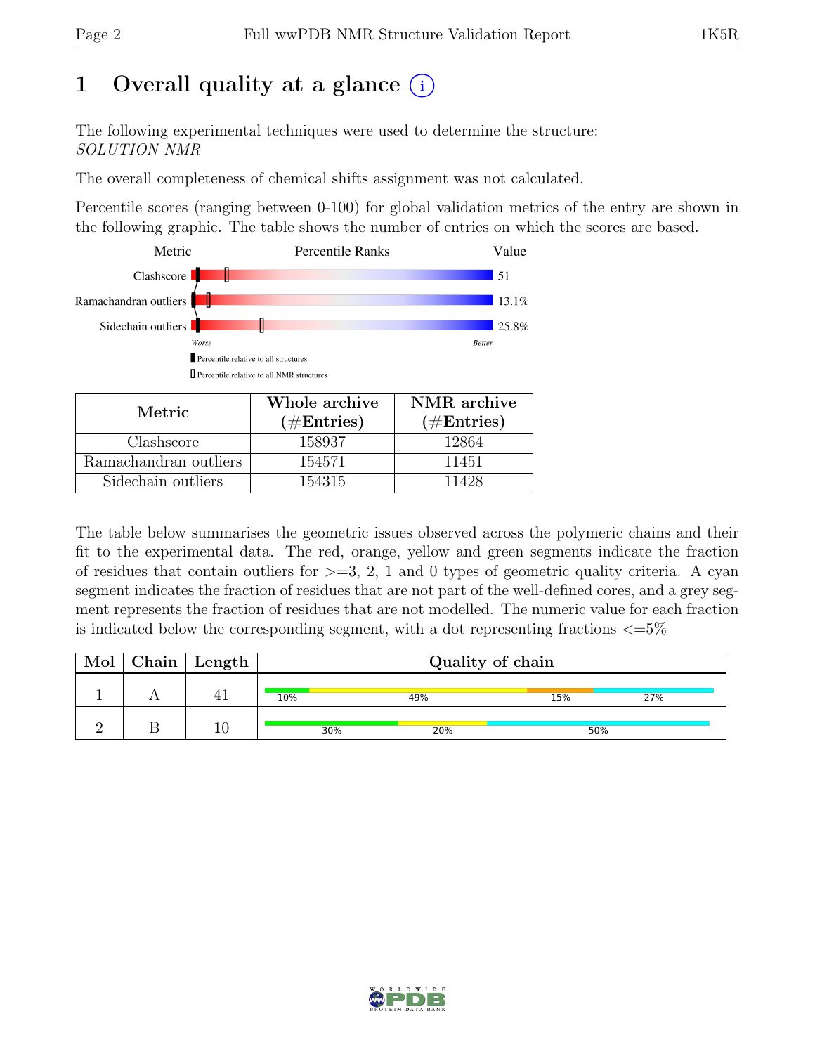# 1 Overall quality at a glance (i)

The following experimental techniques were used to determine the structure:
*SOLUTION NMR*

The overall completeness of chemical shifts assignment was not calculated.

Percentile scores (ranging between 0-100) for global validation metrics of the entry are shown in the following graphic. The table shows the number of entries on which the scores are based.

| Metric | Value |
|---|---|
| Clashscore | 51 |
| Ramachandran outliers | 13.1% |
| Sidechain outliers | 25.8% |

Worse — Better

▮ Percentile relative to all structures

▯ Percentile relative to all NMR structures

| Metric | Whole archive (#Entries) | NMR archive (#Entries) |
|---|---|---|
| Clashscore | 158937 | 12864 |
| Ramachandran outliers | 154571 | 11451 |
| Sidechain outliers | 154315 | 11428 |

The table below summarises the geometric issues observed across the polymeric chains and their fit to the experimental data. The red, orange, yellow and green segments indicate the fraction of residues that contain outliers for >=3, 2, 1 and 0 types of geometric quality criteria. A cyan segment indicates the fraction of residues that are not part of the well-defined cores, and a grey segment represents the fraction of residues that are not modelled. The numeric value for each fraction is indicated below the corresponding segment, with a dot representing fractions <=5%

| Mol | Chain | Length | Quality of chain |
|---|---|---|---|
| 1 | A | 41 | 10% · 49% · 15% · 27% |
| 2 | B | 10 | 30% · 20% · 50% |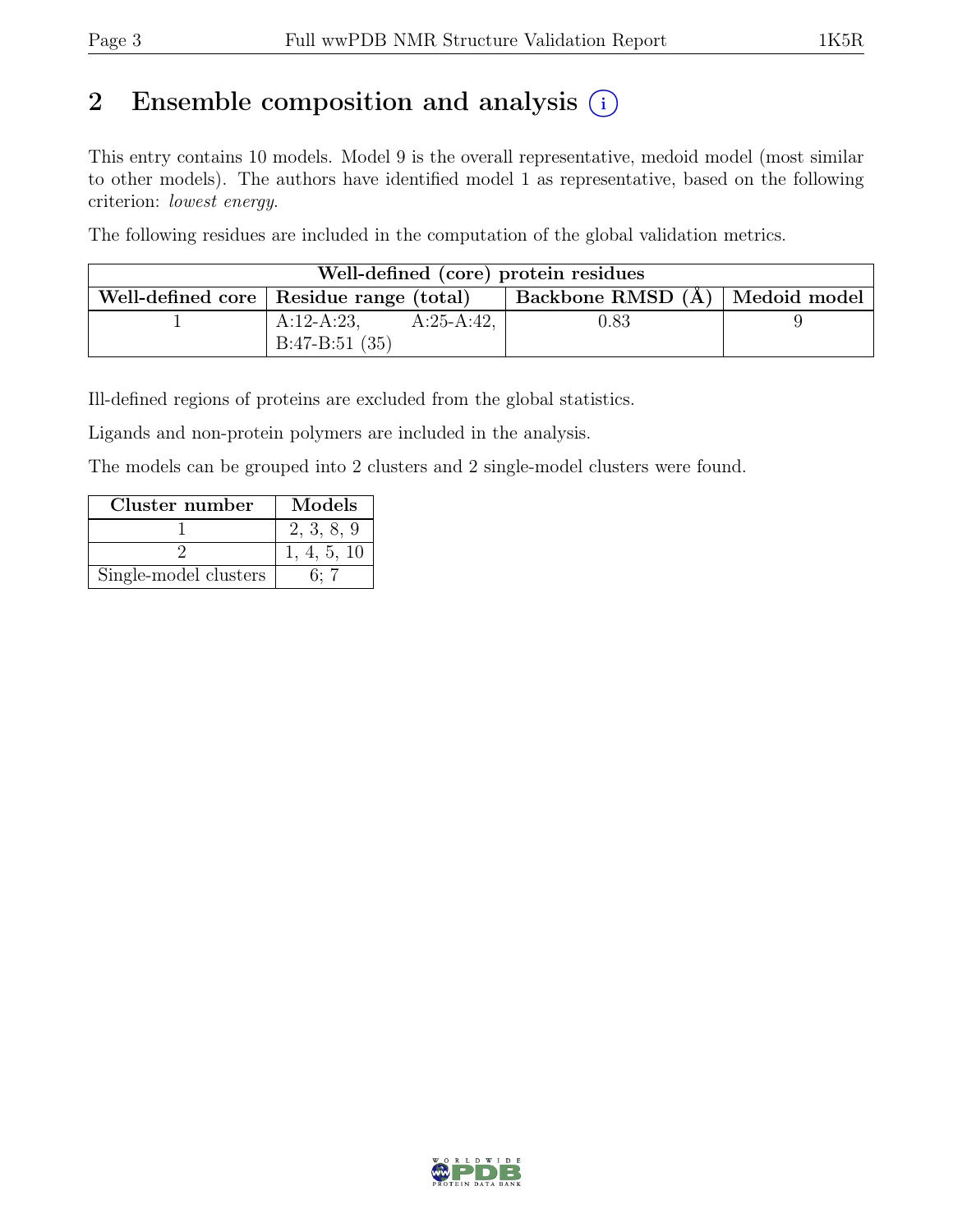# 2 Ensemble composition and analysis

This entry contains 10 models. Model 9 is the overall representative, medoid model (most similar to other models). The authors have identified model 1 as representative, based on the following criterion: *lowest energy*.

The following residues are included in the computation of the global validation metrics.

| Well-defined (core) protein residues | | | |
|---|---|---|---|
| Well-defined core | Residue range (total) | Backbone RMSD (Å) | Medoid model |
| 1 | A:12-A:23, A:25-A:42, B:47-B:51 (35) | 0.83 | 9 |

Ill-defined regions of proteins are excluded from the global statistics.

Ligands and non-protein polymers are included in the analysis.

The models can be grouped into 2 clusters and 2 single-model clusters were found.

| Cluster number | Models |
|---|---|
| 1 | 2, 3, 8, 9 |
| 2 | 1, 4, 5, 10 |
| Single-model clusters | 6; 7 |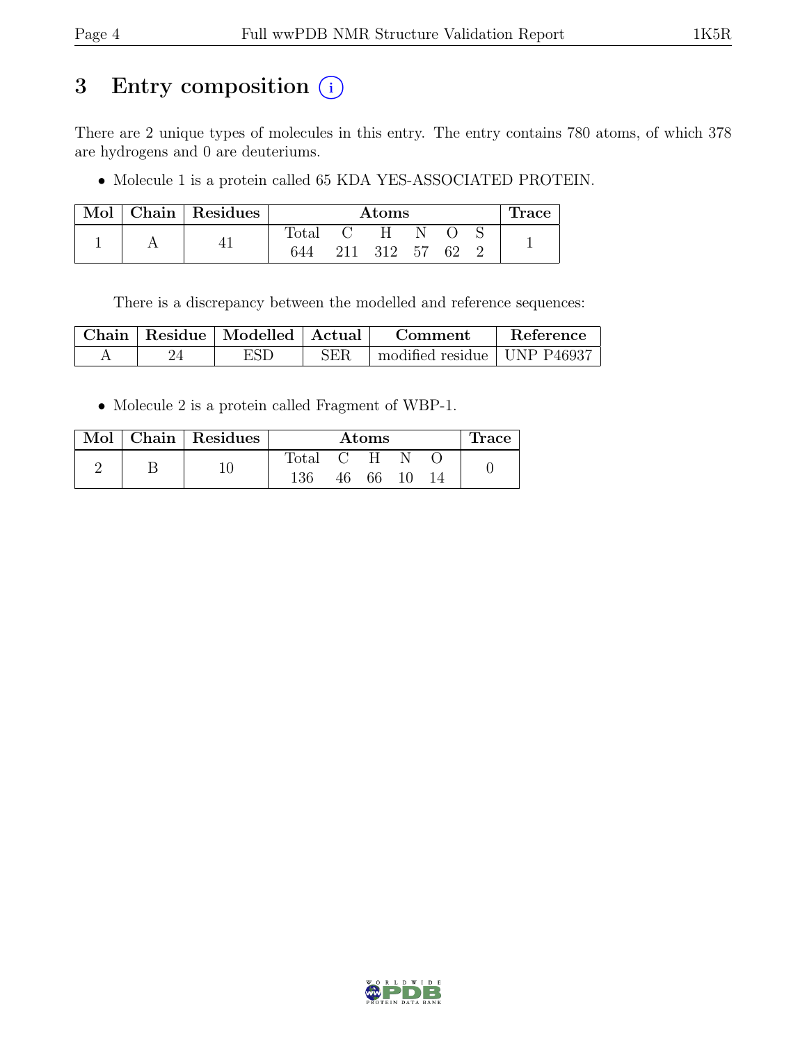# 3 Entry composition (i)

There are 2 unique types of molecules in this entry. The entry contains 780 atoms, of which 378 are hydrogens and 0 are deuteriums.

- Molecule 1 is a protein called 65 KDA YES-ASSOCIATED PROTEIN.

| Mol | Chain | Residues | Atoms | | | | | | Trace |
|---|---|---|---|---|---|---|---|---|---|
| | | | Total | C | H | N | O | S | |
| 1 | A | 41 | 644 | 211 | 312 | 57 | 62 | 2 | 1 |

There is a discrepancy between the modelled and reference sequences:

| Chain | Residue | Modelled | Actual | Comment | Reference |
|---|---|---|---|---|---|
| A | 24 | ESD | SER | modified residue | UNP P46937 |

- Molecule 2 is a protein called Fragment of WBP-1.

| Mol | Chain | Residues | Atoms | | | | | Trace |
|---|---|---|---|---|---|---|---|---|
| | | | Total | C | H | N | O | |
| 2 | B | 10 | 136 | 46 | 66 | 10 | 14 | 0 |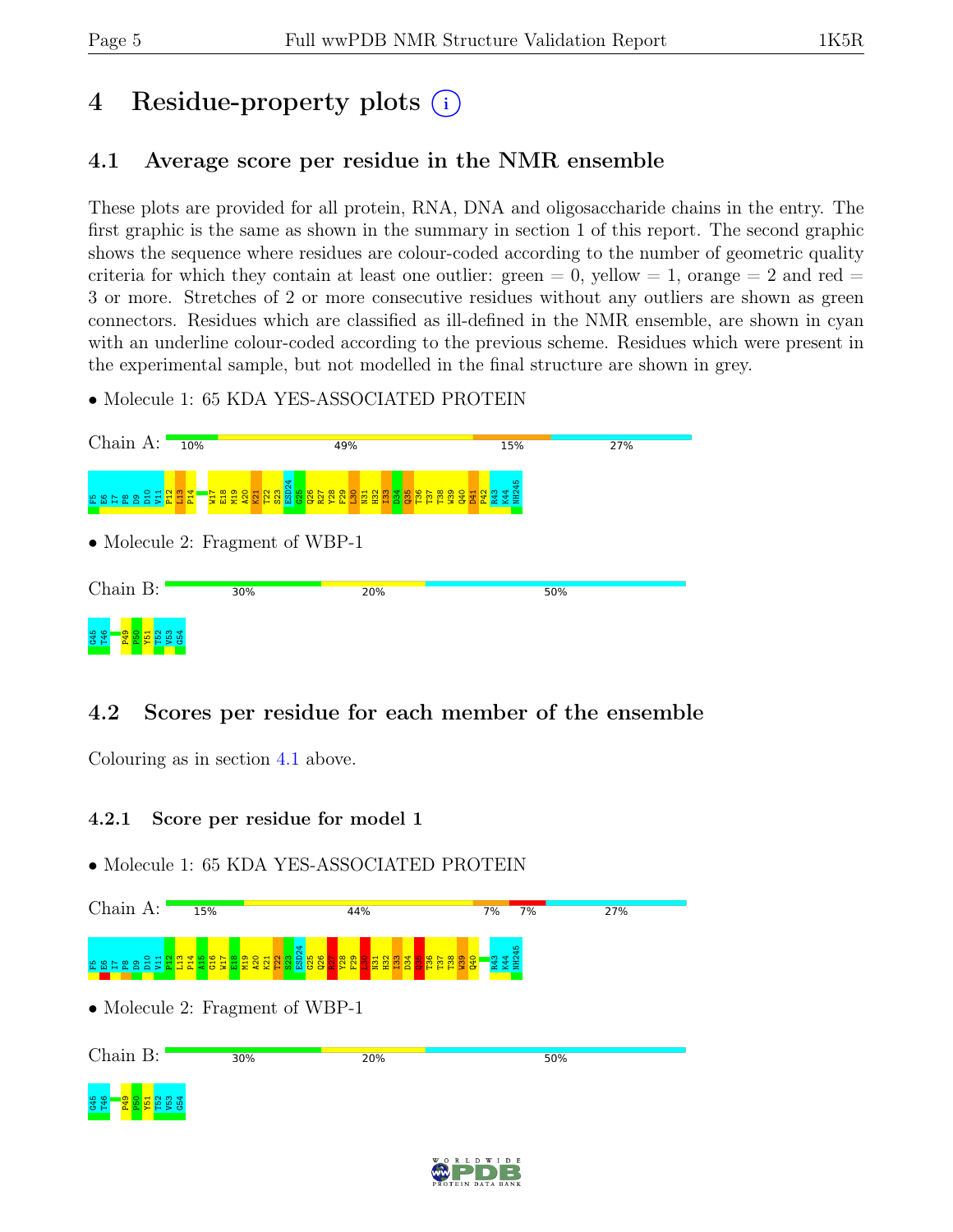# 4 Residue-property plots

## 4.1 Average score per residue in the NMR ensemble

These plots are provided for all protein, RNA, DNA and oligosaccharide chains in the entry. The first graphic is the same as shown in the summary in section 1 of this report. The second graphic shows the sequence where residues are colour-coded according to the number of geometric quality criteria for which they contain at least one outlier: green = 0, yellow = 1, orange = 2 and red = 3 or more. Stretches of 2 or more consecutive residues without any outliers are shown as green connectors. Residues which are classified as ill-defined in the NMR ensemble, are shown in cyan with an underline colour-coded according to the previous scheme. Residues which were present in the experimental sample, but not modelled in the final structure are shown in grey.

• Molecule 1: 65 KDA YES-ASSOCIATED PROTEIN

Chain A: 10% | 49% | 15% | 27%

F5 E6 I7 P8 D9 D10 V11 P12 L13 P14 W17 E18 M19 A20 K21 T22 S23 ESD24 G25 Q26 R27 Y28 F29 L30 N31 H32 I33 D34 Q35 T36 T37 T38 W39 Q40 D41 P42 R43 K44 NH245

• Molecule 2: Fragment of WBP-1

Chain B: 30% | 20% | 50%

G45 T46 P49 P50 Y51 T52 V53 G54

## 4.2 Scores per residue for each member of the ensemble

Colouring as in section 4.1 above.

### 4.2.1 Score per residue for model 1

• Molecule 1: 65 KDA YES-ASSOCIATED PROTEIN

Chain A: 15% | 44% | 7% | 7% | 27%

F5 E6 I7 P8 D9 D10 V11 P12 L13 P14 A15 G16 W17 E18 M19 A20 K21 T22 S23 ESD24 G25 Q26 R27 Y28 F29 L30 N31 H32 I33 D34 Q35 T36 T37 T38 W39 Q40 R43 K44 NH245

• Molecule 2: Fragment of WBP-1

Chain B: 30% | 20% | 50%

G45 T46 P49 P50 Y51 T52 V53 G54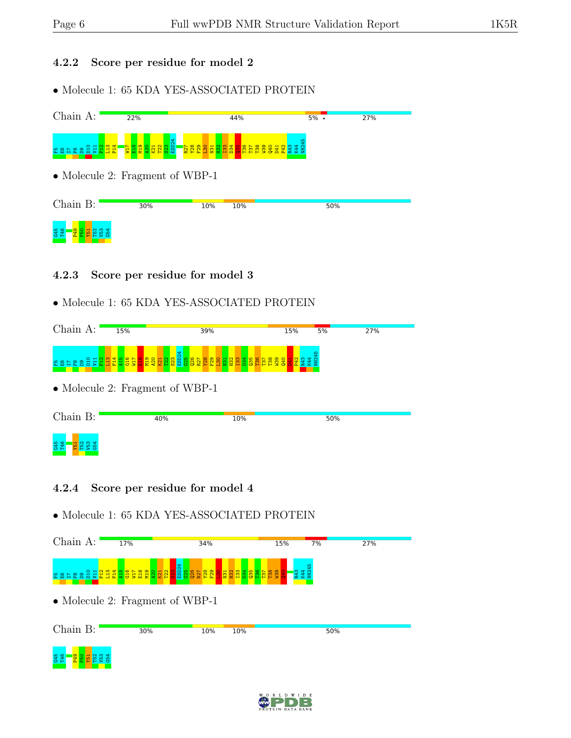### 4.2.2 Score per residue for model 2

- Molecule 1: 65 KDA YES-ASSOCIATED PROTEIN

Chain A: 22% | 44% | 5% | • | 27%

F5 E6 I7 P8 D9 D10 V11 P12 L13 P14 W17 E18 M19 A20 K21 T22 S23 ESD24 R27 Y28 F29 L30 N31 H32 I33 D34 Q35 T36 T37 T38 W39 Q40 D41 P42 R43 K44 NH245

- Molecule 2: Fragment of WBP-1

Chain B: 30% | 10% | 10% | 50%

G45 T46 P49 P50 Y51 T52 V53 G54

### 4.2.3 Score per residue for model 3

- Molecule 1: 65 KDA YES-ASSOCIATED PROTEIN

Chain A: 15% | 39% | 15% | 5% | 27%

F5 E6 I7 P8 D9 D10 V11 P12 L13 P14 A15 G16 W17 E18 M19 A20 K21 T22 S23 ESD24 G25 Q26 R27 Y28 F29 L30 N31 H32 I33 D34 Q35 T36 T37 T38 W39 Q40 D41 P42 R43 K44 NH245

- Molecule 2: Fragment of WBP-1

Chain B: 40% | 10% | 50%

G45 T46 Y51 T52 V53 G54

### 4.2.4 Score per residue for model 4

- Molecule 1: 65 KDA YES-ASSOCIATED PROTEIN

Chain A: 17% | 34% | 15% | 7% | 27%

F5 E6 I7 P8 D9 D10 V11 P12 L13 P14 A15 G16 W17 E18 M19 A20 K21 T22 S23 ESD24 G25 Q26 R27 Y28 F29 L30 N31 H32 I33 D34 Q35 T36 T37 T38 W39 Q40 R43 K44 NH245

- Molecule 2: Fragment of WBP-1

Chain B: 30% | 10% | 10% | 50%

G45 T46 P49 P50 Y51 T52 V53 G54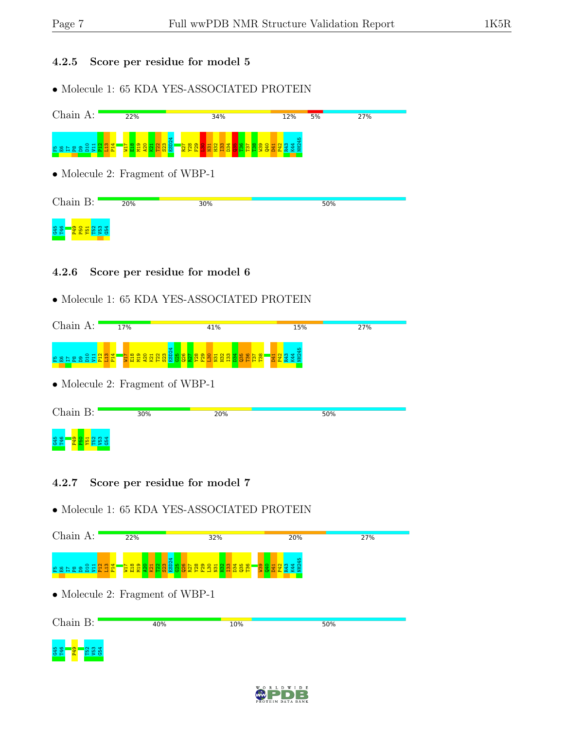### 4.2.5 Score per residue for model 5

- Molecule 1: 65 KDA YES-ASSOCIATED PROTEIN

Chain A: 22% 34% 12% 5% 27%

F5 E6 I7 P8 D9 D10 V11 P12 L13 P14 W17 E18 M19 A20 K21 T22 S23 ESD24 R27 Y28 F29 L30 N31 H32 I33 D34 Q35 T36 T37 T38 W39 Q40 D41 P42 R43 K44 NH245

- Molecule 2: Fragment of WBP-1

Chain B: 20% 30% 50%

G45 T46 P49 P50 Y51 T52 V53 G54

### 4.2.6 Score per residue for model 6

- Molecule 1: 65 KDA YES-ASSOCIATED PROTEIN

Chain A: 17% 41% 15% 27%

F5 E6 I7 P8 D9 D10 V11 P12 L13 P14 W17 E18 M19 A20 K21 T22 S23 ESD24 G25 Q26 R27 Y28 F29 L30 N31 H32 I33 D34 Q35 T36 T37 T38 D41 P42 R43 K44 NH245

- Molecule 2: Fragment of WBP-1

Chain B: 30% 20% 50%

G45 T46 P49 P50 Y51 T52 V53 G54

### 4.2.7 Score per residue for model 7

- Molecule 1: 65 KDA YES-ASSOCIATED PROTEIN

Chain A: 22% 32% 20% 27%

F5 E6 I7 P8 D9 D10 V11 P12 L13 P14 W17 E18 M19 A20 K21 T22 S23 ESD24 G25 Q26 R27 Y28 F29 L30 N31 H32 I33 D34 Q35 T36 W39 Q40 D41 P42 R43 K44 NH245

- Molecule 2: Fragment of WBP-1

Chain B: 40% 10% 50%

G45 T46 P49 T52 V53 G54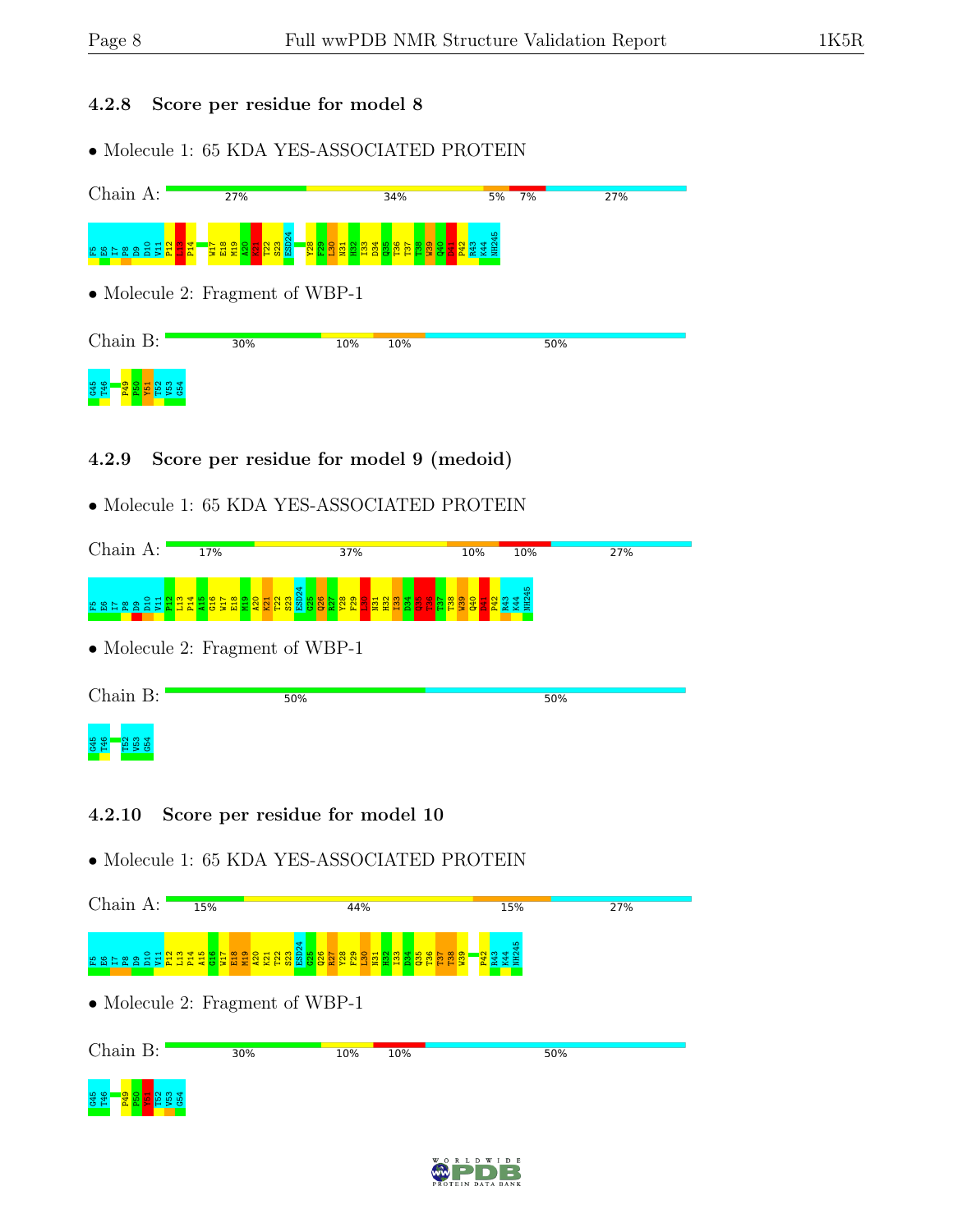### 4.2.8 Score per residue for model 8

- Molecule 1: 65 KDA YES-ASSOCIATED PROTEIN

Chain A: 27% | 34% | 5% | 7% | 27%

F5 E6 I7 P8 D9 D10 V11 P12 L13 P14 W17 E18 M19 A20 K21 T22 S23 ESD24 Y28 F29 L30 N31 H32 I33 D34 Q35 T36 T37 T38 W39 Q40 D41 P42 R43 K44 NH245

- Molecule 2: Fragment of WBP-1

Chain B: 30% | 10% | 10% | 50%

G45 T46 P49 P50 Y51 T52 V53 G54

### 4.2.9 Score per residue for model 9 (medoid)

- Molecule 1: 65 KDA YES-ASSOCIATED PROTEIN

Chain A: 17% | 37% | 10% | 10% | 27%

F5 E6 I7 P8 D9 D10 V11 P12 L13 P14 A15 G16 W17 E18 M19 A20 K21 T22 S23 ESD24 G25 Q26 R27 Y28 F29 L30 N31 H32 I33 D34 Q35 T36 T37 T38 W39 Q40 D41 P42 R43 K44 NH245

- Molecule 2: Fragment of WBP-1

Chain B: 50% | 50%

G45 T46 T52 V53 G54

### 4.2.10 Score per residue for model 10

- Molecule 1: 65 KDA YES-ASSOCIATED PROTEIN

Chain A: 15% | 44% | 15% | 27%

F5 E6 I7 P8 D9 D10 V11 P12 L13 P14 A15 G16 W17 E18 M19 A20 K21 T22 S23 ESD24 G25 Q26 R27 Y28 F29 L30 N31 H32 I33 D34 Q35 T36 T37 T38 W39 P42 R43 K44 NH245

- Molecule 2: Fragment of WBP-1

Chain B: 30% | 10% | 10% | 50%

G45 T46 P49 P50 Y51 T52 V53 G54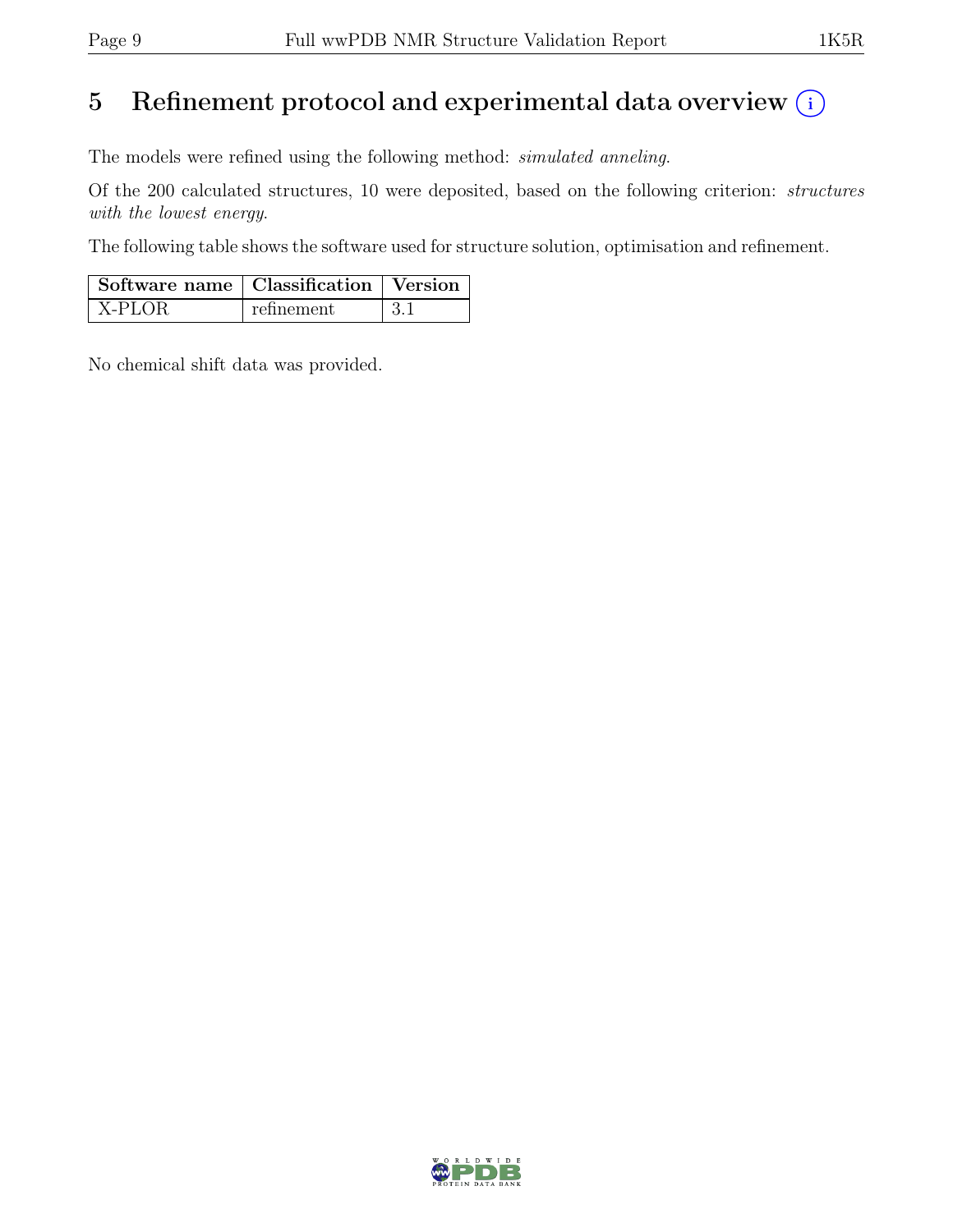# 5 Refinement protocol and experimental data overview

The models were refined using the following method: *simulated anneling*.

Of the 200 calculated structures, 10 were deposited, based on the following criterion: *structures with the lowest energy*.

The following table shows the software used for structure solution, optimisation and refinement.

| Software name | Classification | Version |
|---|---|---|
| X-PLOR | refinement | 3.1 |

No chemical shift data was provided.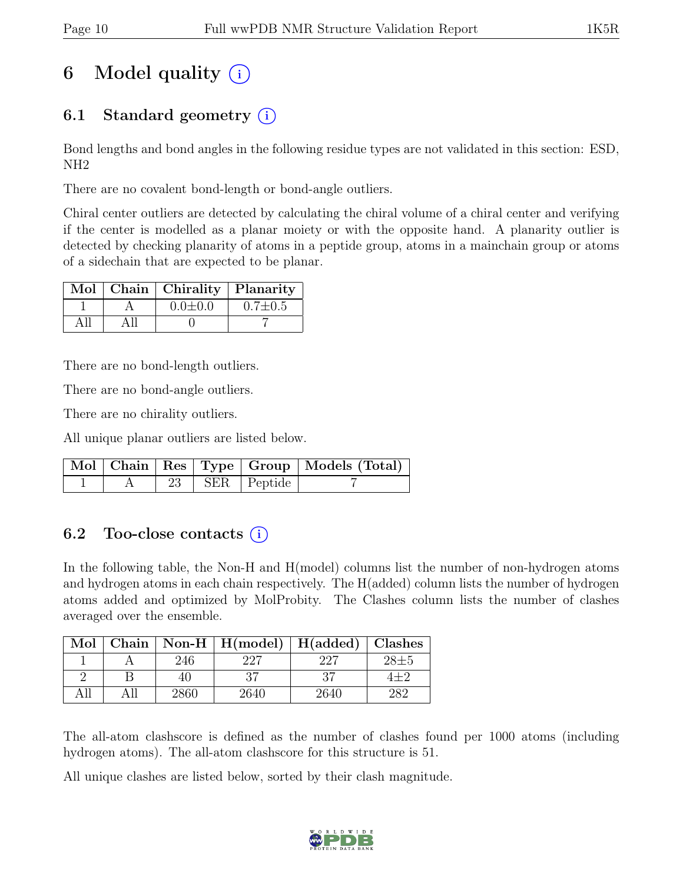# 6 Model quality (i)

## 6.1 Standard geometry (i)

Bond lengths and bond angles in the following residue types are not validated in this section: ESD, NH2

There are no covalent bond-length or bond-angle outliers.

Chiral center outliers are detected by calculating the chiral volume of a chiral center and verifying if the center is modelled as a planar moiety or with the opposite hand. A planarity outlier is detected by checking planarity of atoms in a peptide group, atoms in a mainchain group or atoms of a sidechain that are expected to be planar.

| Mol | Chain | Chirality | Planarity |
|---|---|---|---|
| 1 | A | 0.0±0.0 | 0.7±0.5 |
| All | All | 0 | 7 |

There are no bond-length outliers.

There are no bond-angle outliers.

There are no chirality outliers.

All unique planar outliers are listed below.

| Mol | Chain | Res | Type | Group | Models (Total) |
|---|---|---|---|---|---|
| 1 | A | 23 | SER | Peptide | 7 |

## 6.2 Too-close contacts (i)

In the following table, the Non-H and H(model) columns list the number of non-hydrogen atoms and hydrogen atoms in each chain respectively. The H(added) column lists the number of hydrogen atoms added and optimized by MolProbity. The Clashes column lists the number of clashes averaged over the ensemble.

| Mol | Chain | Non-H | H(model) | H(added) | Clashes |
|---|---|---|---|---|---|
| 1 | A | 246 | 227 | 227 | 28±5 |
| 2 | B | 40 | 37 | 37 | 4±2 |
| All | All | 2860 | 2640 | 2640 | 282 |

The all-atom clashscore is defined as the number of clashes found per 1000 atoms (including hydrogen atoms). The all-atom clashscore for this structure is 51.

All unique clashes are listed below, sorted by their clash magnitude.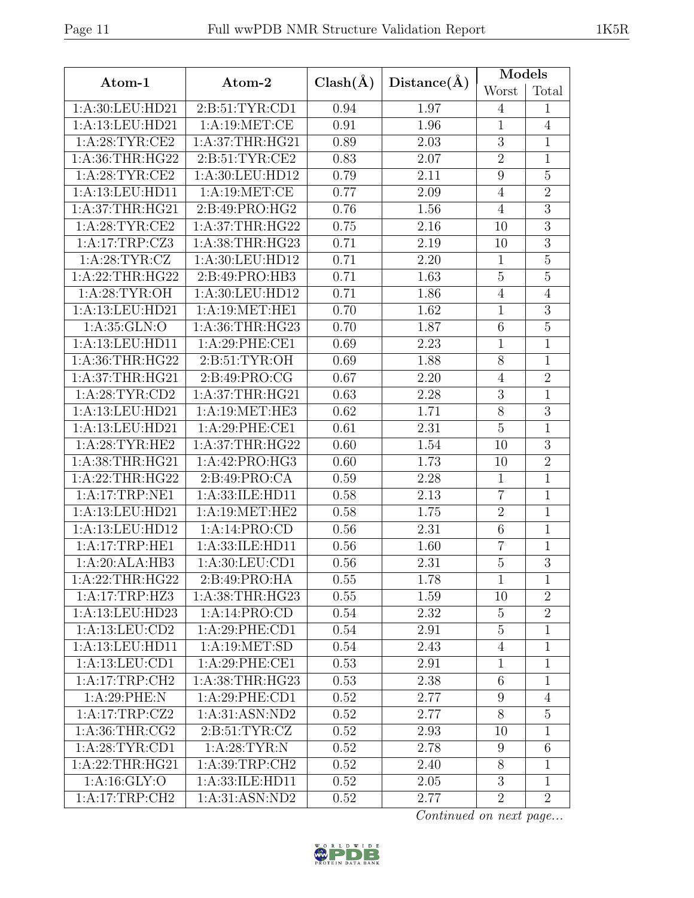| Atom-1 | Atom-2 | Clash(Å) | Distance(Å) | Models | |
|---|---|---|---|---|---|
| | | | | Worst | Total |
| 1:A:30:LEU:HD21 | 2:B:51:TYR:CD1 | 0.94 | 1.97 | 4 | 1 |
| 1:A:13:LEU:HD21 | 1:A:19:MET:CE | 0.91 | 1.96 | 1 | 4 |
| 1:A:28:TYR:CE2 | 1:A:37:THR:HG21 | 0.89 | 2.03 | 3 | 1 |
| 1:A:36:THR:HG22 | 2:B:51:TYR:CE2 | 0.83 | 2.07 | 2 | 1 |
| 1:A:28:TYR:CE2 | 1:A:30:LEU:HD12 | 0.79 | 2.11 | 9 | 5 |
| 1:A:13:LEU:HD11 | 1:A:19:MET:CE | 0.77 | 2.09 | 4 | 2 |
| 1:A:37:THR:HG21 | 2:B:49:PRO:HG2 | 0.76 | 1.56 | 4 | 3 |
| 1:A:28:TYR:CE2 | 1:A:37:THR:HG22 | 0.75 | 2.16 | 10 | 3 |
| 1:A:17:TRP:CZ3 | 1:A:38:THR:HG23 | 0.71 | 2.19 | 10 | 3 |
| 1:A:28:TYR:CZ | 1:A:30:LEU:HD12 | 0.71 | 2.20 | 1 | 5 |
| 1:A:22:THR:HG22 | 2:B:49:PRO:HB3 | 0.71 | 1.63 | 5 | 5 |
| 1:A:28:TYR:OH | 1:A:30:LEU:HD12 | 0.71 | 1.86 | 4 | 4 |
| 1:A:13:LEU:HD21 | 1:A:19:MET:HE1 | 0.70 | 1.62 | 1 | 3 |
| 1:A:35:GLN:O | 1:A:36:THR:HG23 | 0.70 | 1.87 | 6 | 5 |
| 1:A:13:LEU:HD11 | 1:A:29:PHE:CE1 | 0.69 | 2.23 | 1 | 1 |
| 1:A:36:THR:HG22 | 2:B:51:TYR:OH | 0.69 | 1.88 | 8 | 1 |
| 1:A:37:THR:HG21 | 2:B:49:PRO:CG | 0.67 | 2.20 | 4 | 2 |
| 1:A:28:TYR:CD2 | 1:A:37:THR:HG21 | 0.63 | 2.28 | 3 | 1 |
| 1:A:13:LEU:HD21 | 1:A:19:MET:HE3 | 0.62 | 1.71 | 8 | 3 |
| 1:A:13:LEU:HD21 | 1:A:29:PHE:CE1 | 0.61 | 2.31 | 5 | 1 |
| 1:A:28:TYR:HE2 | 1:A:37:THR:HG22 | 0.60 | 1.54 | 10 | 3 |
| 1:A:38:THR:HG21 | 1:A:42:PRO:HG3 | 0.60 | 1.73 | 10 | 2 |
| 1:A:22:THR:HG22 | 2:B:49:PRO:CA | 0.59 | 2.28 | 1 | 1 |
| 1:A:17:TRP:NE1 | 1:A:33:ILE:HD11 | 0.58 | 2.13 | 7 | 1 |
| 1:A:13:LEU:HD21 | 1:A:19:MET:HE2 | 0.58 | 1.75 | 2 | 1 |
| 1:A:13:LEU:HD12 | 1:A:14:PRO:CD | 0.56 | 2.31 | 6 | 1 |
| 1:A:17:TRP:HE1 | 1:A:33:ILE:HD11 | 0.56 | 1.60 | 7 | 1 |
| 1:A:20:ALA:HB3 | 1:A:30:LEU:CD1 | 0.56 | 2.31 | 5 | 3 |
| 1:A:22:THR:HG22 | 2:B:49:PRO:HA | 0.55 | 1.78 | 1 | 1 |
| 1:A:17:TRP:HZ3 | 1:A:38:THR:HG23 | 0.55 | 1.59 | 10 | 2 |
| 1:A:13:LEU:HD23 | 1:A:14:PRO:CD | 0.54 | 2.32 | 5 | 2 |
| 1:A:13:LEU:CD2 | 1:A:29:PHE:CD1 | 0.54 | 2.91 | 5 | 1 |
| 1:A:13:LEU:HD11 | 1:A:19:MET:SD | 0.54 | 2.43 | 4 | 1 |
| 1:A:13:LEU:CD1 | 1:A:29:PHE:CE1 | 0.53 | 2.91 | 1 | 1 |
| 1:A:17:TRP:CH2 | 1:A:38:THR:HG23 | 0.53 | 2.38 | 6 | 1 |
| 1:A:29:PHE:N | 1:A:29:PHE:CD1 | 0.52 | 2.77 | 9 | 4 |
| 1:A:17:TRP:CZ2 | 1:A:31:ASN:ND2 | 0.52 | 2.77 | 8 | 5 |
| 1:A:36:THR:CG2 | 2:B:51:TYR:CZ | 0.52 | 2.93 | 10 | 1 |
| 1:A:28:TYR:CD1 | 1:A:28:TYR:N | 0.52 | 2.78 | 9 | 6 |
| 1:A:22:THR:HG21 | 1:A:39:TRP:CH2 | 0.52 | 2.40 | 8 | 1 |
| 1:A:16:GLY:O | 1:A:33:ILE:HD11 | 0.52 | 2.05 | 3 | 1 |
| 1:A:17:TRP:CH2 | 1:A:31:ASN:ND2 | 0.52 | 2.77 | 2 | 2 |

*Continued on next page...*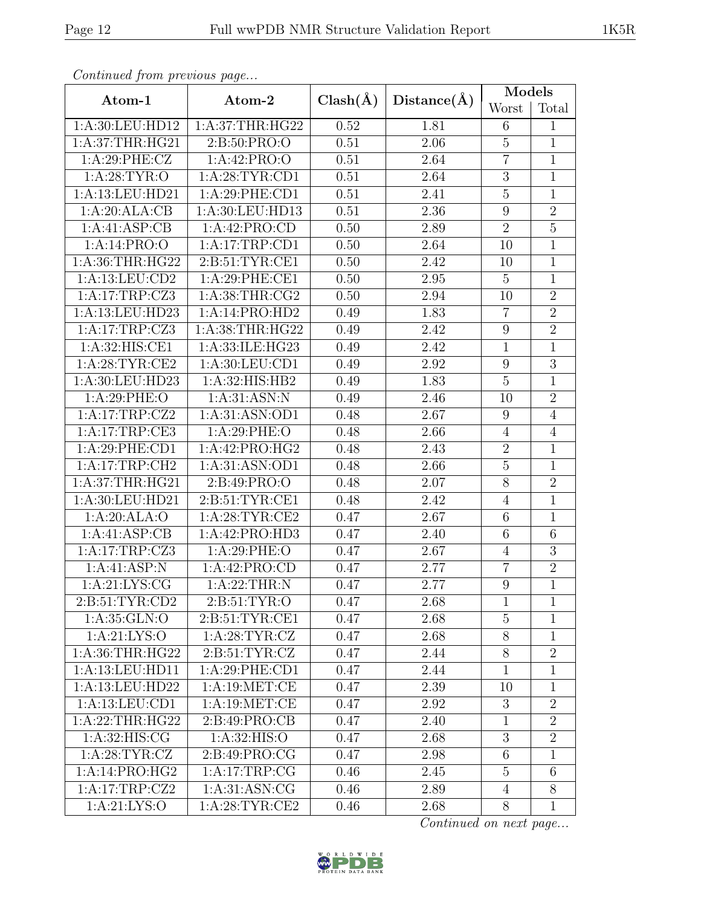*Continued from previous page...*

| Atom-1 | Atom-2 | Clash(Å) | Distance(Å) | Models | |
|---|---|---|---|---|---|
| | | | | Worst | Total |
| 1:A:30:LEU:HD12 | 1:A:37:THR:HG22 | 0.52 | 1.81 | 6 | 1 |
| 1:A:37:THR:HG21 | 2:B:50:PRO:O | 0.51 | 2.06 | 5 | 1 |
| 1:A:29:PHE:CZ | 1:A:42:PRO:O | 0.51 | 2.64 | 7 | 1 |
| 1:A:28:TYR:O | 1:A:28:TYR:CD1 | 0.51 | 2.64 | 3 | 1 |
| 1:A:13:LEU:HD21 | 1:A:29:PHE:CD1 | 0.51 | 2.41 | 5 | 1 |
| 1:A:20:ALA:CB | 1:A:30:LEU:HD13 | 0.51 | 2.36 | 9 | 2 |
| 1:A:41:ASP:CB | 1:A:42:PRO:CD | 0.50 | 2.89 | 2 | 5 |
| 1:A:14:PRO:O | 1:A:17:TRP:CD1 | 0.50 | 2.64 | 10 | 1 |
| 1:A:36:THR:HG22 | 2:B:51:TYR:CE1 | 0.50 | 2.42 | 10 | 1 |
| 1:A:13:LEU:CD2 | 1:A:29:PHE:CE1 | 0.50 | 2.95 | 5 | 1 |
| 1:A:17:TRP:CZ3 | 1:A:38:THR:CG2 | 0.50 | 2.94 | 10 | 2 |
| 1:A:13:LEU:HD23 | 1:A:14:PRO:HD2 | 0.49 | 1.83 | 7 | 2 |
| 1:A:17:TRP:CZ3 | 1:A:38:THR:HG22 | 0.49 | 2.42 | 9 | 2 |
| 1:A:32:HIS:CE1 | 1:A:33:ILE:HG23 | 0.49 | 2.42 | 1 | 1 |
| 1:A:28:TYR:CE2 | 1:A:30:LEU:CD1 | 0.49 | 2.92 | 9 | 3 |
| 1:A:30:LEU:HD23 | 1:A:32:HIS:HB2 | 0.49 | 1.83 | 5 | 1 |
| 1:A:29:PHE:O | 1:A:31:ASN:N | 0.49 | 2.46 | 10 | 2 |
| 1:A:17:TRP:CZ2 | 1:A:31:ASN:OD1 | 0.48 | 2.67 | 9 | 4 |
| 1:A:17:TRP:CE3 | 1:A:29:PHE:O | 0.48 | 2.66 | 4 | 4 |
| 1:A:29:PHE:CD1 | 1:A:42:PRO:HG2 | 0.48 | 2.43 | 2 | 1 |
| 1:A:17:TRP:CH2 | 1:A:31:ASN:OD1 | 0.48 | 2.66 | 5 | 1 |
| 1:A:37:THR:HG21 | 2:B:49:PRO:O | 0.48 | 2.07 | 8 | 2 |
| 1:A:30:LEU:HD21 | 2:B:51:TYR:CE1 | 0.48 | 2.42 | 4 | 1 |
| 1:A:20:ALA:O | 1:A:28:TYR:CE2 | 0.47 | 2.67 | 6 | 1 |
| 1:A:41:ASP:CB | 1:A:42:PRO:HD3 | 0.47 | 2.40 | 6 | 6 |
| 1:A:17:TRP:CZ3 | 1:A:29:PHE:O | 0.47 | 2.67 | 4 | 3 |
| 1:A:41:ASP:N | 1:A:42:PRO:CD | 0.47 | 2.77 | 7 | 2 |
| 1:A:21:LYS:CG | 1:A:22:THR:N | 0.47 | 2.77 | 9 | 1 |
| 2:B:51:TYR:CD2 | 2:B:51:TYR:O | 0.47 | 2.68 | 1 | 1 |
| 1:A:35:GLN:O | 2:B:51:TYR:CE1 | 0.47 | 2.68 | 5 | 1 |
| 1:A:21:LYS:O | 1:A:28:TYR:CZ | 0.47 | 2.68 | 8 | 1 |
| 1:A:36:THR:HG22 | 2:B:51:TYR:CZ | 0.47 | 2.44 | 8 | 2 |
| 1:A:13:LEU:HD11 | 1:A:29:PHE:CD1 | 0.47 | 2.44 | 1 | 1 |
| 1:A:13:LEU:HD22 | 1:A:19:MET:CE | 0.47 | 2.39 | 10 | 1 |
| 1:A:13:LEU:CD1 | 1:A:19:MET:CE | 0.47 | 2.92 | 3 | 2 |
| 1:A:22:THR:HG22 | 2:B:49:PRO:CB | 0.47 | 2.40 | 1 | 2 |
| 1:A:32:HIS:CG | 1:A:32:HIS:O | 0.47 | 2.68 | 3 | 2 |
| 1:A:28:TYR:CZ | 2:B:49:PRO:CG | 0.47 | 2.98 | 6 | 1 |
| 1:A:14:PRO:HG2 | 1:A:17:TRP:CG | 0.46 | 2.45 | 5 | 6 |
| 1:A:17:TRP:CZ2 | 1:A:31:ASN:CG | 0.46 | 2.89 | 4 | 8 |
| 1:A:21:LYS:O | 1:A:28:TYR:CE2 | 0.46 | 2.68 | 8 | 1 |

*Continued on next page...*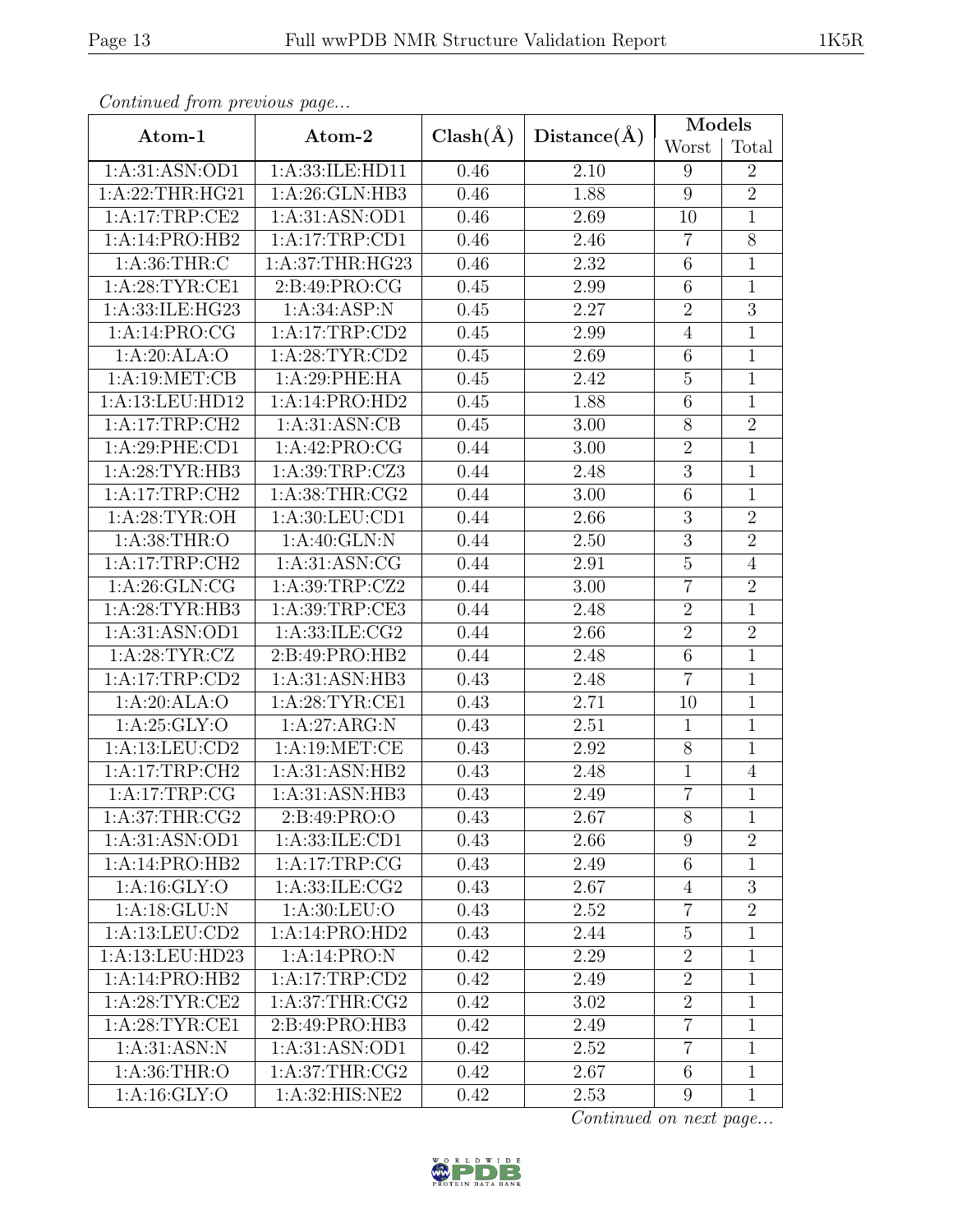*Continued from previous page...*

| Atom-1 | Atom-2 | Clash(Å) | Distance(Å) | Models | |
|---|---|---|---|---|---|
| | | | | Worst | Total |
| 1:A:31:ASN:OD1 | 1:A:33:ILE:HD11 | 0.46 | 2.10 | 9 | 2 |
| 1:A:22:THR:HG21 | 1:A:26:GLN:HB3 | 0.46 | 1.88 | 9 | 2 |
| 1:A:17:TRP:CE2 | 1:A:31:ASN:OD1 | 0.46 | 2.69 | 10 | 1 |
| 1:A:14:PRO:HB2 | 1:A:17:TRP:CD1 | 0.46 | 2.46 | 7 | 8 |
| 1:A:36:THR:C | 1:A:37:THR:HG23 | 0.46 | 2.32 | 6 | 1 |
| 1:A:28:TYR:CE1 | 2:B:49:PRO:CG | 0.45 | 2.99 | 6 | 1 |
| 1:A:33:ILE:HG23 | 1:A:34:ASP:N | 0.45 | 2.27 | 2 | 3 |
| 1:A:14:PRO:CG | 1:A:17:TRP:CD2 | 0.45 | 2.99 | 4 | 1 |
| 1:A:20:ALA:O | 1:A:28:TYR:CD2 | 0.45 | 2.69 | 6 | 1 |
| 1:A:19:MET:CB | 1:A:29:PHE:HA | 0.45 | 2.42 | 5 | 1 |
| 1:A:13:LEU:HD12 | 1:A:14:PRO:HD2 | 0.45 | 1.88 | 6 | 1 |
| 1:A:17:TRP:CH2 | 1:A:31:ASN:CB | 0.45 | 3.00 | 8 | 2 |
| 1:A:29:PHE:CD1 | 1:A:42:PRO:CG | 0.44 | 3.00 | 2 | 1 |
| 1:A:28:TYR:HB3 | 1:A:39:TRP:CZ3 | 0.44 | 2.48 | 3 | 1 |
| 1:A:17:TRP:CH2 | 1:A:38:THR:CG2 | 0.44 | 3.00 | 6 | 1 |
| 1:A:28:TYR:OH | 1:A:30:LEU:CD1 | 0.44 | 2.66 | 3 | 2 |
| 1:A:38:THR:O | 1:A:40:GLN:N | 0.44 | 2.50 | 3 | 2 |
| 1:A:17:TRP:CH2 | 1:A:31:ASN:CG | 0.44 | 2.91 | 5 | 4 |
| 1:A:26:GLN:CG | 1:A:39:TRP:CZ2 | 0.44 | 3.00 | 7 | 2 |
| 1:A:28:TYR:HB3 | 1:A:39:TRP:CE3 | 0.44 | 2.48 | 2 | 1 |
| 1:A:31:ASN:OD1 | 1:A:33:ILE:CG2 | 0.44 | 2.66 | 2 | 2 |
| 1:A:28:TYR:CZ | 2:B:49:PRO:HB2 | 0.44 | 2.48 | 6 | 1 |
| 1:A:17:TRP:CD2 | 1:A:31:ASN:HB3 | 0.43 | 2.48 | 7 | 1 |
| 1:A:20:ALA:O | 1:A:28:TYR:CE1 | 0.43 | 2.71 | 10 | 1 |
| 1:A:25:GLY:O | 1:A:27:ARG:N | 0.43 | 2.51 | 1 | 1 |
| 1:A:13:LEU:CD2 | 1:A:19:MET:CE | 0.43 | 2.92 | 8 | 1 |
| 1:A:17:TRP:CH2 | 1:A:31:ASN:HB2 | 0.43 | 2.48 | 1 | 4 |
| 1:A:17:TRP:CG | 1:A:31:ASN:HB3 | 0.43 | 2.49 | 7 | 1 |
| 1:A:37:THR:CG2 | 2:B:49:PRO:O | 0.43 | 2.67 | 8 | 1 |
| 1:A:31:ASN:OD1 | 1:A:33:ILE:CD1 | 0.43 | 2.66 | 9 | 2 |
| 1:A:14:PRO:HB2 | 1:A:17:TRP:CG | 0.43 | 2.49 | 6 | 1 |
| 1:A:16:GLY:O | 1:A:33:ILE:CG2 | 0.43 | 2.67 | 4 | 3 |
| 1:A:18:GLU:N | 1:A:30:LEU:O | 0.43 | 2.52 | 7 | 2 |
| 1:A:13:LEU:CD2 | 1:A:14:PRO:HD2 | 0.43 | 2.44 | 5 | 1 |
| 1:A:13:LEU:HD23 | 1:A:14:PRO:N | 0.42 | 2.29 | 2 | 1 |
| 1:A:14:PRO:HB2 | 1:A:17:TRP:CD2 | 0.42 | 2.49 | 2 | 1 |
| 1:A:28:TYR:CE2 | 1:A:37:THR:CG2 | 0.42 | 3.02 | 2 | 1 |
| 1:A:28:TYR:CE1 | 2:B:49:PRO:HB3 | 0.42 | 2.49 | 7 | 1 |
| 1:A:31:ASN:N | 1:A:31:ASN:OD1 | 0.42 | 2.52 | 7 | 1 |
| 1:A:36:THR:O | 1:A:37:THR:CG2 | 0.42 | 2.67 | 6 | 1 |
| 1:A:16:GLY:O | 1:A:32:HIS:NE2 | 0.42 | 2.53 | 9 | 1 |

*Continued on next page...*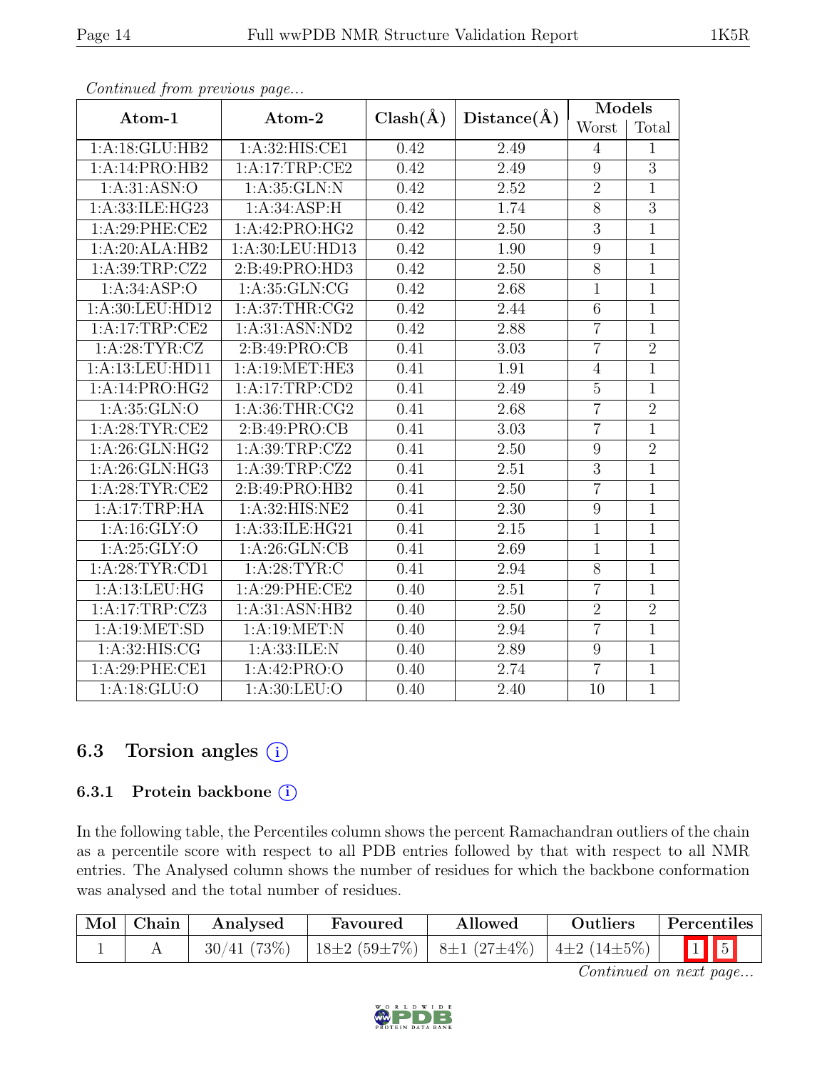*Continued from previous page...*

| Atom-1 | Atom-2 | Clash(Å) | Distance(Å) | Models | |
|---|---|---|---|---|---|
| | | | | Worst | Total |
| 1:A:18:GLU:HB2 | 1:A:32:HIS:CE1 | 0.42 | 2.49 | 4 | 1 |
| 1:A:14:PRO:HB2 | 1:A:17:TRP:CE2 | 0.42 | 2.49 | 9 | 3 |
| 1:A:31:ASN:O | 1:A:35:GLN:N | 0.42 | 2.52 | 2 | 1 |
| 1:A:33:ILE:HG23 | 1:A:34:ASP:H | 0.42 | 1.74 | 8 | 3 |
| 1:A:29:PHE:CE2 | 1:A:42:PRO:HG2 | 0.42 | 2.50 | 3 | 1 |
| 1:A:20:ALA:HB2 | 1:A:30:LEU:HD13 | 0.42 | 1.90 | 9 | 1 |
| 1:A:39:TRP:CZ2 | 2:B:49:PRO:HD3 | 0.42 | 2.50 | 8 | 1 |
| 1:A:34:ASP:O | 1:A:35:GLN:CG | 0.42 | 2.68 | 1 | 1 |
| 1:A:30:LEU:HD12 | 1:A:37:THR:CG2 | 0.42 | 2.44 | 6 | 1 |
| 1:A:17:TRP:CE2 | 1:A:31:ASN:ND2 | 0.42 | 2.88 | 7 | 1 |
| 1:A:28:TYR:CZ | 2:B:49:PRO:CB | 0.41 | 3.03 | 7 | 2 |
| 1:A:13:LEU:HD11 | 1:A:19:MET:HE3 | 0.41 | 1.91 | 4 | 1 |
| 1:A:14:PRO:HG2 | 1:A:17:TRP:CD2 | 0.41 | 2.49 | 5 | 1 |
| 1:A:35:GLN:O | 1:A:36:THR:CG2 | 0.41 | 2.68 | 7 | 2 |
| 1:A:28:TYR:CE2 | 2:B:49:PRO:CB | 0.41 | 3.03 | 7 | 1 |
| 1:A:26:GLN:HG2 | 1:A:39:TRP:CZ2 | 0.41 | 2.50 | 9 | 2 |
| 1:A:26:GLN:HG3 | 1:A:39:TRP:CZ2 | 0.41 | 2.51 | 3 | 1 |
| 1:A:28:TYR:CE2 | 2:B:49:PRO:HB2 | 0.41 | 2.50 | 7 | 1 |
| 1:A:17:TRP:HA | 1:A:32:HIS:NE2 | 0.41 | 2.30 | 9 | 1 |
| 1:A:16:GLY:O | 1:A:33:ILE:HG21 | 0.41 | 2.15 | 1 | 1 |
| 1:A:25:GLY:O | 1:A:26:GLN:CB | 0.41 | 2.69 | 1 | 1 |
| 1:A:28:TYR:CD1 | 1:A:28:TYR:C | 0.41 | 2.94 | 8 | 1 |
| 1:A:13:LEU:HG | 1:A:29:PHE:CE2 | 0.40 | 2.51 | 7 | 1 |
| 1:A:17:TRP:CZ3 | 1:A:31:ASN:HB2 | 0.40 | 2.50 | 2 | 2 |
| 1:A:19:MET:SD | 1:A:19:MET:N | 0.40 | 2.94 | 7 | 1 |
| 1:A:32:HIS:CG | 1:A:33:ILE:N | 0.40 | 2.89 | 9 | 1 |
| 1:A:29:PHE:CE1 | 1:A:42:PRO:O | 0.40 | 2.74 | 7 | 1 |
| 1:A:18:GLU:O | 1:A:30:LEU:O | 0.40 | 2.40 | 10 | 1 |

### 6.3 Torsion angles (i)

#### 6.3.1 Protein backbone (i)

In the following table, the Percentiles column shows the percent Ramachandran outliers of the chain as a percentile score with respect to all PDB entries followed by that with respect to all NMR entries. The Analysed column shows the number of residues for which the backbone conformation was analysed and the total number of residues.

| Mol | Chain | Analysed | Favoured | Allowed | Outliers | Percentiles | |
|---|---|---|---|---|---|---|---|
| 1 | A | 30/41 (73%) | 18±2 (59±7%) | 8±1 (27±4%) | 4±2 (14±5%) | 1 | 5 |

*Continued on next page...*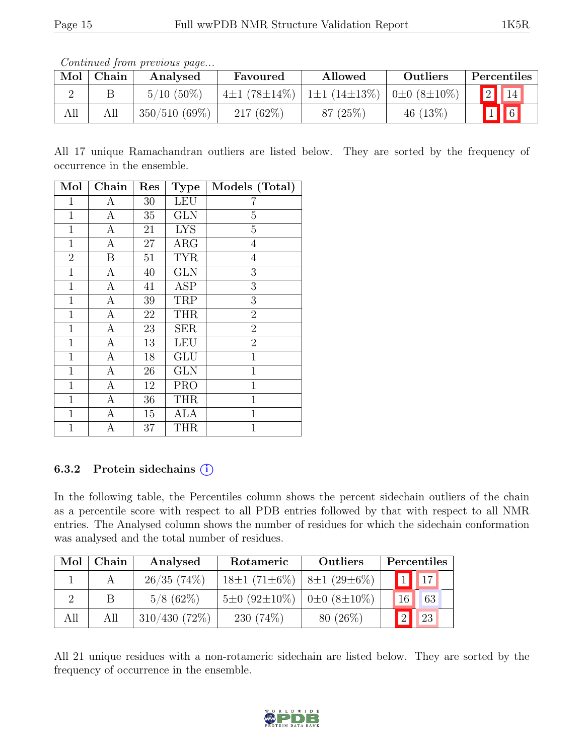*Continued from previous page...*

| Mol | Chain | Analysed | Favoured | Allowed | Outliers | Percentiles | |
|---|---|---|---|---|---|---|---|
| 2 | B | 5/10 (50%) | 4±1 (78±14%) | 1±1 (14±13%) | 0±0 (8±10%) | 2 | 14 |
| All | All | 350/510 (69%) | 217 (62%) | 87 (25%) | 46 (13%) | 1 | 6 |

All 17 unique Ramachandran outliers are listed below. They are sorted by the frequency of occurrence in the ensemble.

| Mol | Chain | Res | Type | Models (Total) |
|---|---|---|---|---|
| 1 | A | 30 | LEU | 7 |
| 1 | A | 35 | GLN | 5 |
| 1 | A | 21 | LYS | 5 |
| 1 | A | 27 | ARG | 4 |
| 2 | B | 51 | TYR | 4 |
| 1 | A | 40 | GLN | 3 |
| 1 | A | 41 | ASP | 3 |
| 1 | A | 39 | TRP | 3 |
| 1 | A | 22 | THR | 2 |
| 1 | A | 23 | SER | 2 |
| 1 | A | 13 | LEU | 2 |
| 1 | A | 18 | GLU | 1 |
| 1 | A | 26 | GLN | 1 |
| 1 | A | 12 | PRO | 1 |
| 1 | A | 36 | THR | 1 |
| 1 | A | 15 | ALA | 1 |
| 1 | A | 37 | THR | 1 |

### 6.3.2 Protein sidechains (i)

In the following table, the Percentiles column shows the percent sidechain outliers of the chain as a percentile score with respect to all PDB entries followed by that with respect to all NMR entries. The Analysed column shows the number of residues for which the sidechain conformation was analysed and the total number of residues.

| Mol | Chain | Analysed | Rotameric | Outliers | Percentiles | |
|---|---|---|---|---|---|---|
| 1 | A | 26/35 (74%) | 18±1 (71±6%) | 8±1 (29±6%) | 1 | 17 |
| 2 | B | 5/8 (62%) | 5±0 (92±10%) | 0±0 (8±10%) | 16 | 63 |
| All | All | 310/430 (72%) | 230 (74%) | 80 (26%) | 2 | 23 |

All 21 unique residues with a non-rotameric sidechain are listed below. They are sorted by the frequency of occurrence in the ensemble.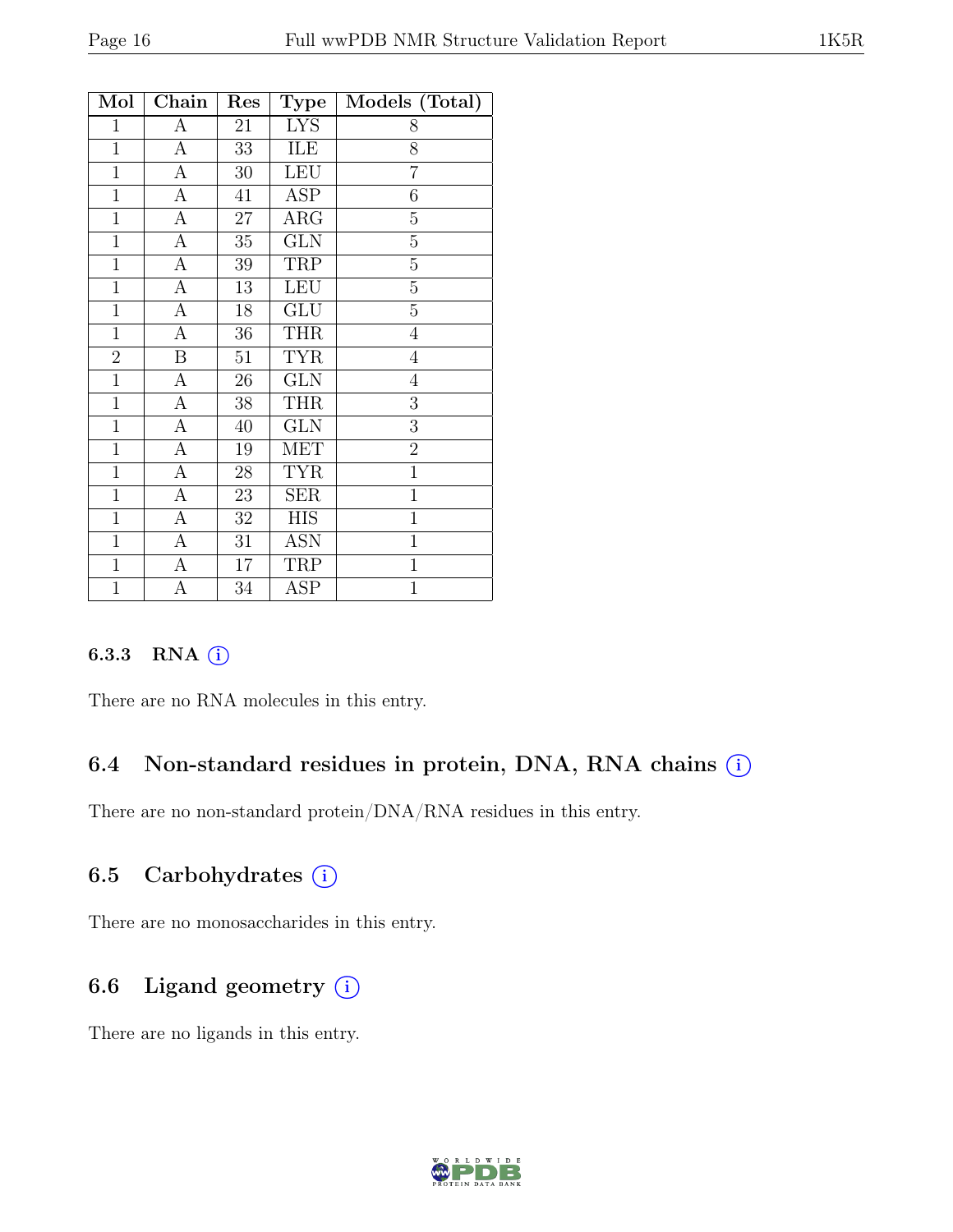| Mol | Chain | Res | Type | Models (Total) |
|---|---|---|---|---|
| 1 | A | 21 | LYS | 8 |
| 1 | A | 33 | ILE | 8 |
| 1 | A | 30 | LEU | 7 |
| 1 | A | 41 | ASP | 6 |
| 1 | A | 27 | ARG | 5 |
| 1 | A | 35 | GLN | 5 |
| 1 | A | 39 | TRP | 5 |
| 1 | A | 13 | LEU | 5 |
| 1 | A | 18 | GLU | 5 |
| 1 | A | 36 | THR | 4 |
| 2 | B | 51 | TYR | 4 |
| 1 | A | 26 | GLN | 4 |
| 1 | A | 38 | THR | 3 |
| 1 | A | 40 | GLN | 3 |
| 1 | A | 19 | MET | 2 |
| 1 | A | 28 | TYR | 1 |
| 1 | A | 23 | SER | 1 |
| 1 | A | 32 | HIS | 1 |
| 1 | A | 31 | ASN | 1 |
| 1 | A | 17 | TRP | 1 |
| 1 | A | 34 | ASP | 1 |

#### 6.3.3 RNA (i)

There are no RNA molecules in this entry.

### 6.4 Non-standard residues in protein, DNA, RNA chains (i)

There are no non-standard protein/DNA/RNA residues in this entry.

### 6.5 Carbohydrates (i)

There are no monosaccharides in this entry.

### 6.6 Ligand geometry (i)

There are no ligands in this entry.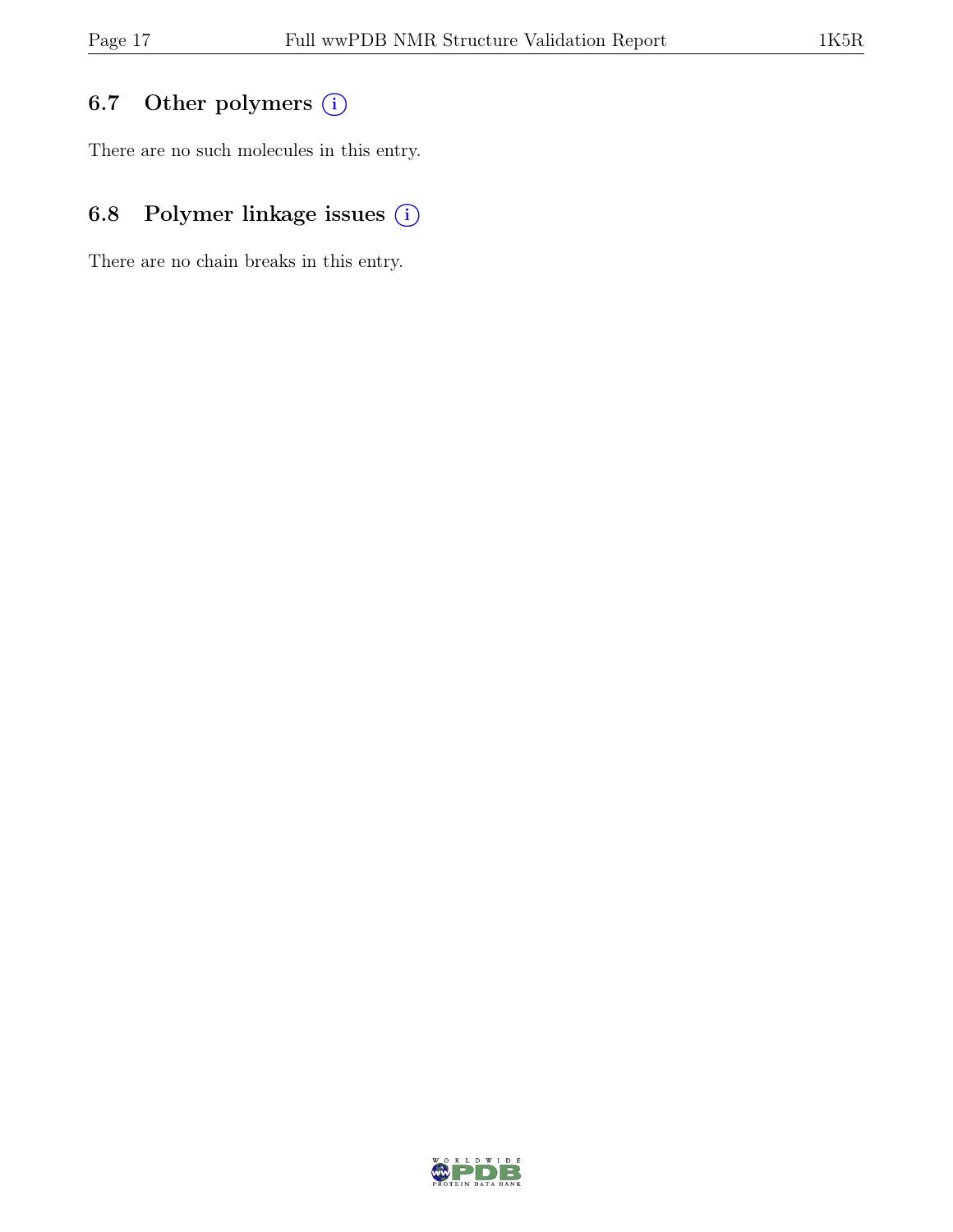## 6.7 Other polymers

There are no such molecules in this entry.

## 6.8 Polymer linkage issues

There are no chain breaks in this entry.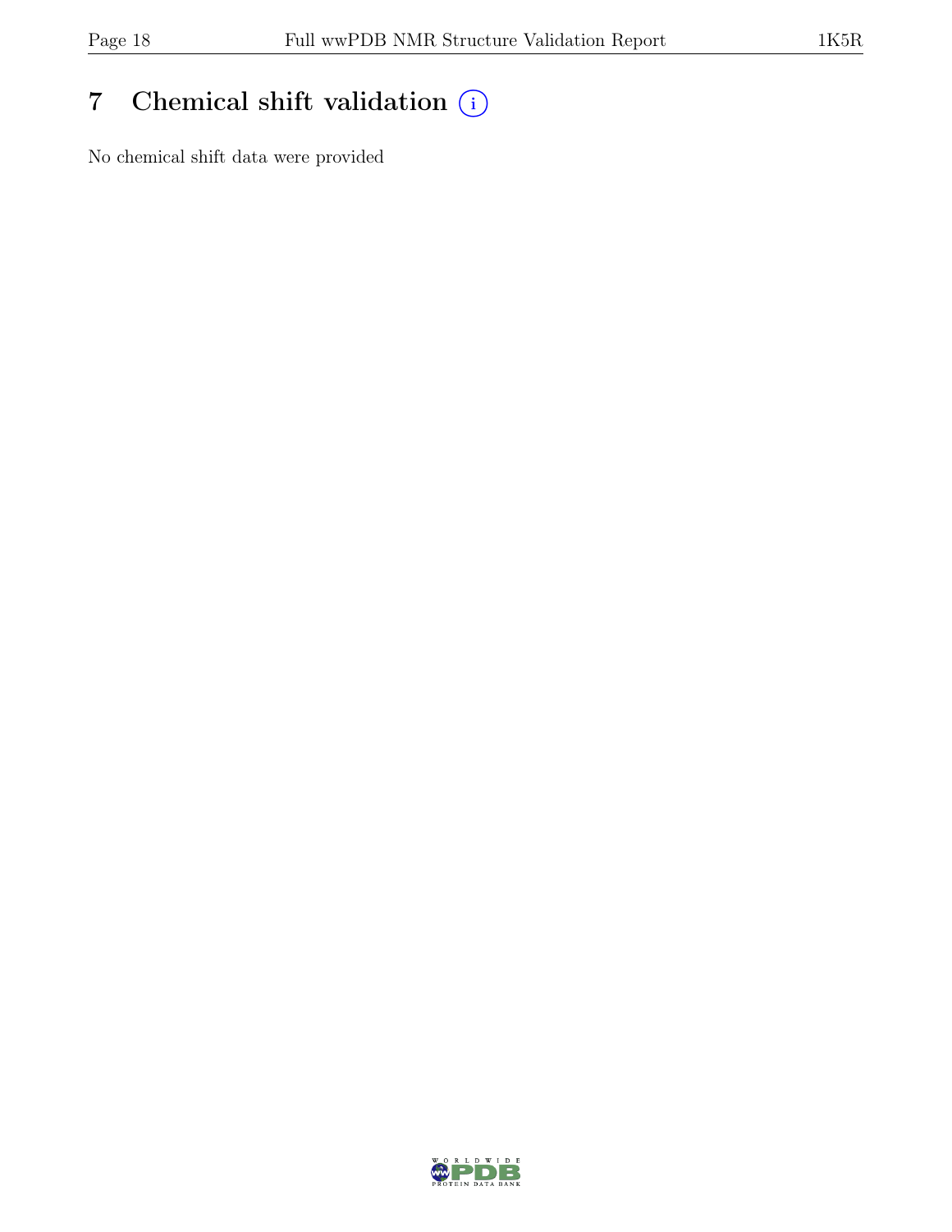# 7 Chemical shift validation

No chemical shift data were provided